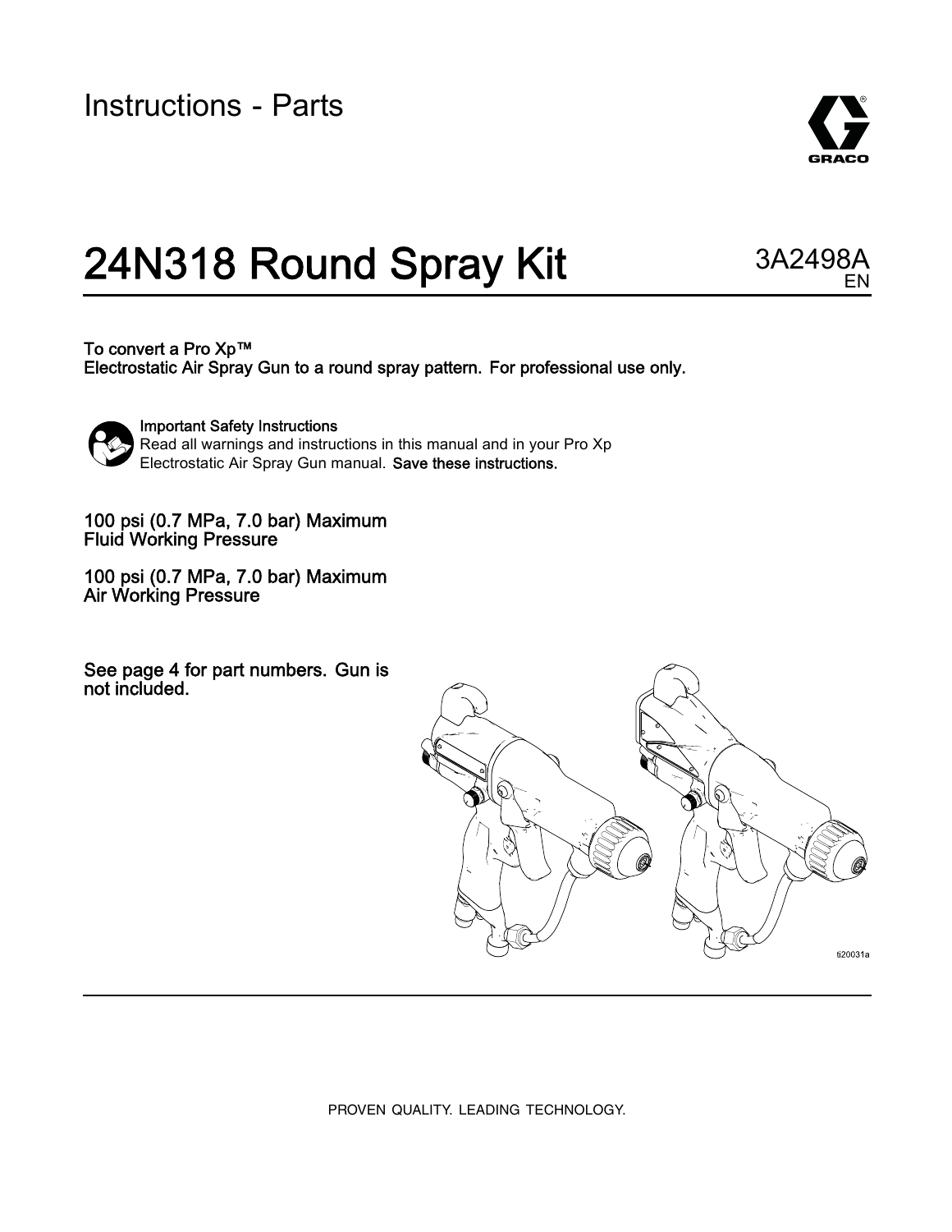Instructions - Parts

# 24N318 Round Spray Kit

3A2498A
EN

**To convert a Pro Xp™ Electrostatic Air Spray Gun to a round spray pattern. For professional use only.**

**Important Safety Instructions**
Read all warnings and instructions in this manual and in your Pro Xp Electrostatic Air Spray Gun manual. **Save these instructions.**

**100 psi (0.7 MPa, 7.0 bar) Maximum Fluid Working Pressure**

**100 psi (0.7 MPa, 7.0 bar) Maximum Air Working Pressure**

**See page 4 for part numbers. Gun is not included.**

ti20031a

PROVEN QUALITY. LEADING TECHNOLOGY.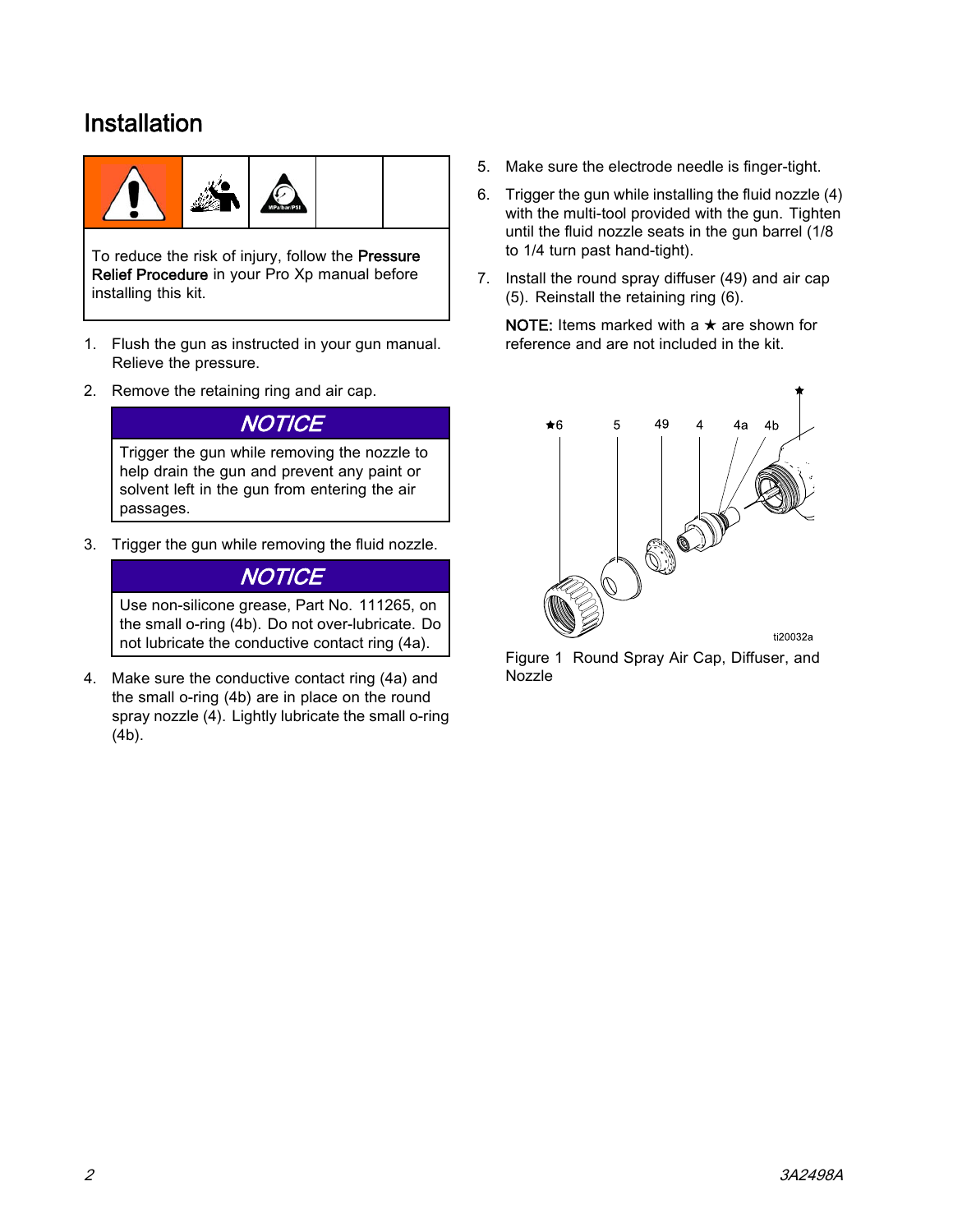# Installation

To reduce the risk of injury, follow the **Pressure Relief Procedure** in your Pro Xp manual before installing this kit.

1. Flush the gun as instructed in your gun manual. Relieve the pressure.
2. Remove the retaining ring and air cap.

> **NOTICE**
>
> Trigger the gun while removing the nozzle to help drain the gun and prevent any paint or solvent left in the gun from entering the air passages.

3. Trigger the gun while removing the fluid nozzle.

> **NOTICE**
>
> Use non-silicone grease, Part No. 111265, on the small o-ring (4b). Do not over-lubricate. Do not lubricate the conductive contact ring (4a).

4. Make sure the conductive contact ring (4a) and the small o-ring (4b) are in place on the round spray nozzle (4). Lightly lubricate the small o-ring (4b).
5. Make sure the electrode needle is finger-tight.
6. Trigger the gun while installing the fluid nozzle (4) with the multi-tool provided with the gun. Tighten until the fluid nozzle seats in the gun barrel (1/8 to 1/4 turn past hand-tight).
7. Install the round spray diffuser (49) and air cap (5). Reinstall the retaining ring (6).

   **NOTE:** Items marked with a ★ are shown for reference and are not included in the kit.

Figure 1 Round Spray Air Cap, Diffuser, and Nozzle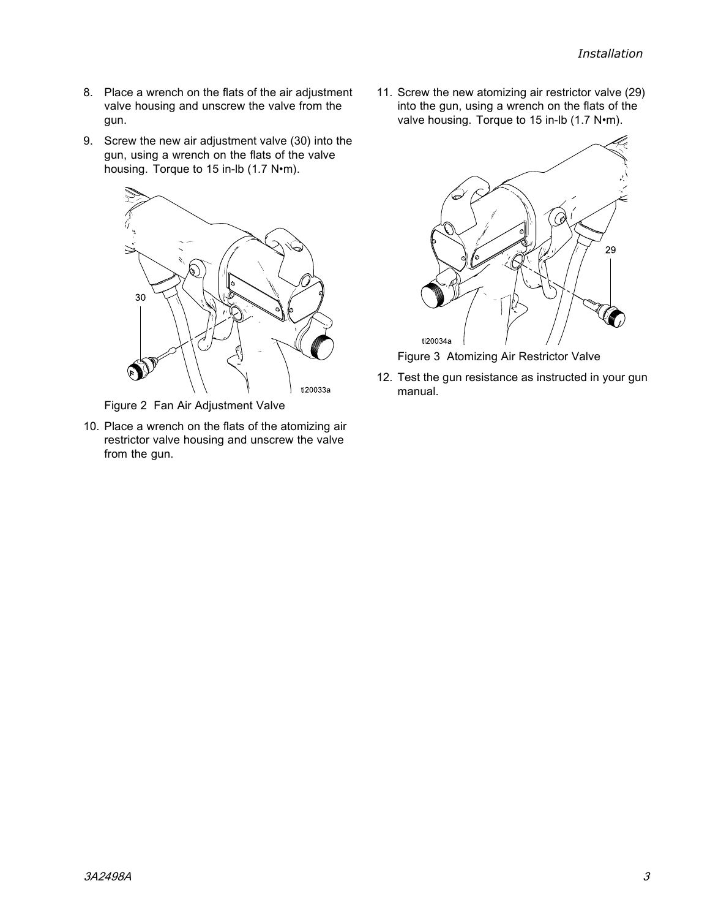8. Place a wrench on the flats of the air adjustment valve housing and unscrew the valve from the gun.
9. Screw the new air adjustment valve (30) into the gun, using a wrench on the flats of the valve housing. Torque to 15 in-lb (1.7 N•m).

Figure 2 Fan Air Adjustment Valve

10. Place a wrench on the flats of the atomizing air restrictor valve housing and unscrew the valve from the gun.
11. Screw the new atomizing air restrictor valve (29) into the gun, using a wrench on the flats of the valve housing. Torque to 15 in-lb (1.7 N•m).

Figure 3 Atomizing Air Restrictor Valve

12. Test the gun resistance as instructed in your gun manual.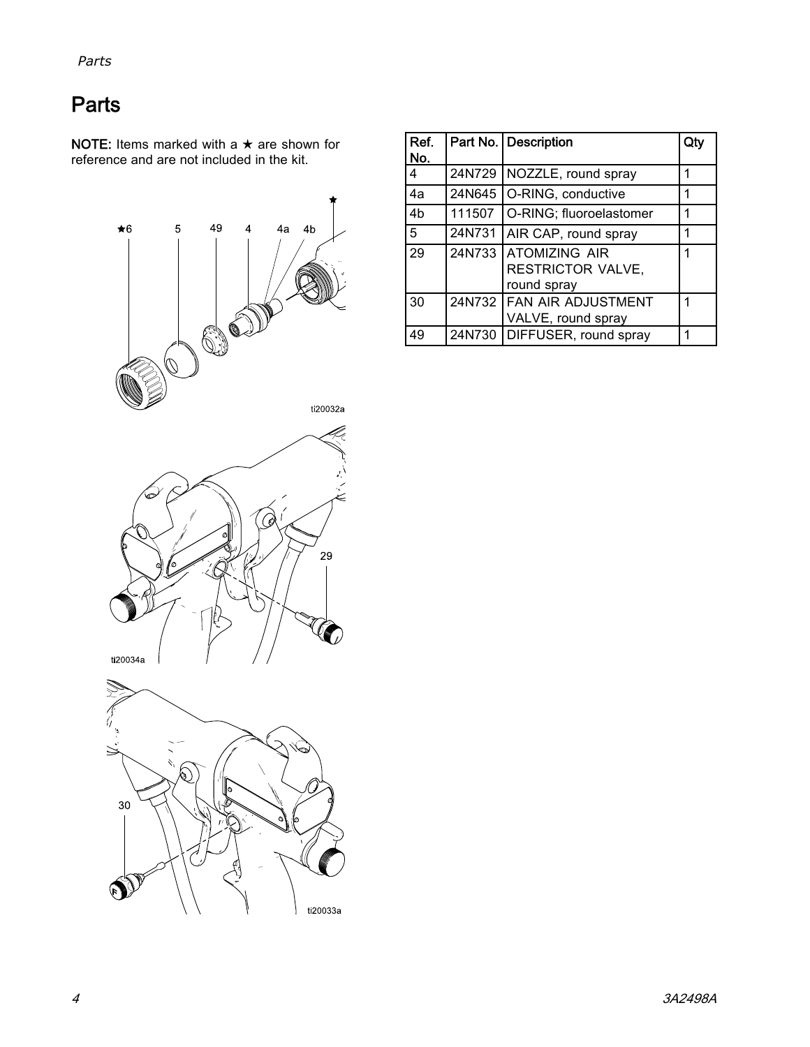# Parts

**NOTE:** Items marked with a ★ are shown for reference and are not included in the kit.

| Ref. No. | Part No. | Description | Qty |
|---|---|---|---|
| 4 | 24N729 | NOZZLE, round spray | 1 |
| 4a | 24N645 | O-RING, conductive | 1 |
| 4b | 111507 | O-RING; fluoroelastomer | 1 |
| 5 | 24N731 | AIR CAP, round spray | 1 |
| 29 | 24N733 | ATOMIZING AIR RESTRICTOR VALVE, round spray | 1 |
| 30 | 24N732 | FAN AIR ADJUSTMENT VALVE, round spray | 1 |
| 49 | 24N730 | DIFFUSER, round spray | 1 |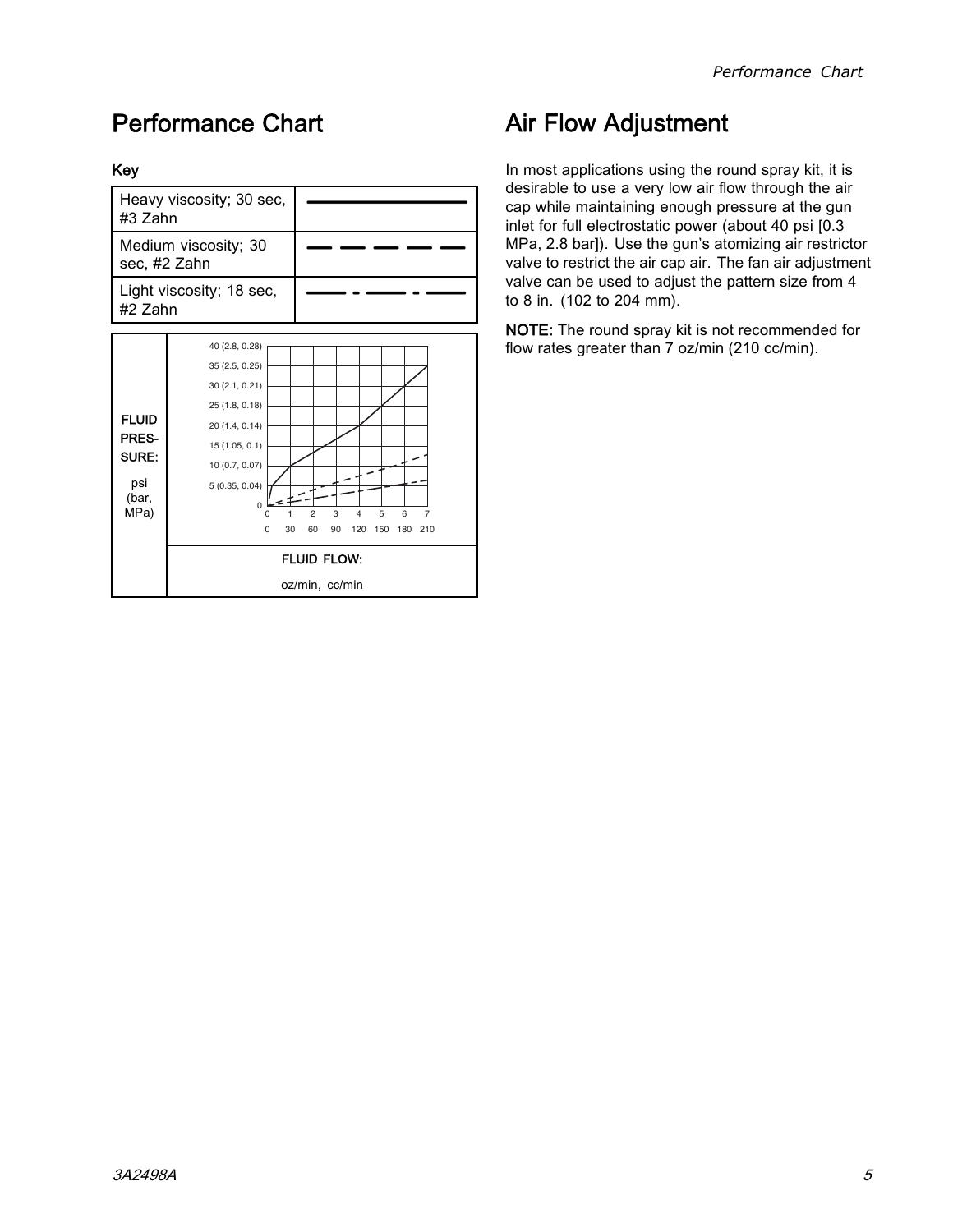## Performance Chart

**Key**

| | |
|---|---|
| Heavy viscosity; 30 sec, #3 Zahn | ——————— (solid line) |
| Medium viscosity; 30 sec, #2 Zahn | — — — — — (dashed line) |
| Light viscosity; 18 sec, #2 Zahn | —— - —— - —— (dash-dot line) |

**FLUID PRESSURE:** psi (bar, MPa)

Y-axis: 0, 5 (0.35, 0.04), 10 (0.7, 0.07), 15 (1.05, 0.1), 20 (1.4, 0.14), 25 (1.8, 0.18), 30 (2.1, 0.21), 35 (2.5, 0.25), 40 (2.8, 0.28)

X-axis: 0, 1, 2, 3, 4, 5, 6, 7 (oz/min); 0, 30, 60, 90, 120, 150, 180, 210 (cc/min)

**FLUID FLOW:**

oz/min, cc/min

## Air Flow Adjustment

In most applications using the round spray kit, it is desirable to use a very low air flow through the air cap while maintaining enough pressure at the gun inlet for full electrostatic power (about 40 psi [0.3 MPa, 2.8 bar]). Use the gun's atomizing air restrictor valve to restrict the air cap air. The fan air adjustment valve can be used to adjust the pattern size from 4 to 8 in. (102 to 204 mm).

**NOTE:** The round spray kit is not recommended for flow rates greater than 7 oz/min (210 cc/min).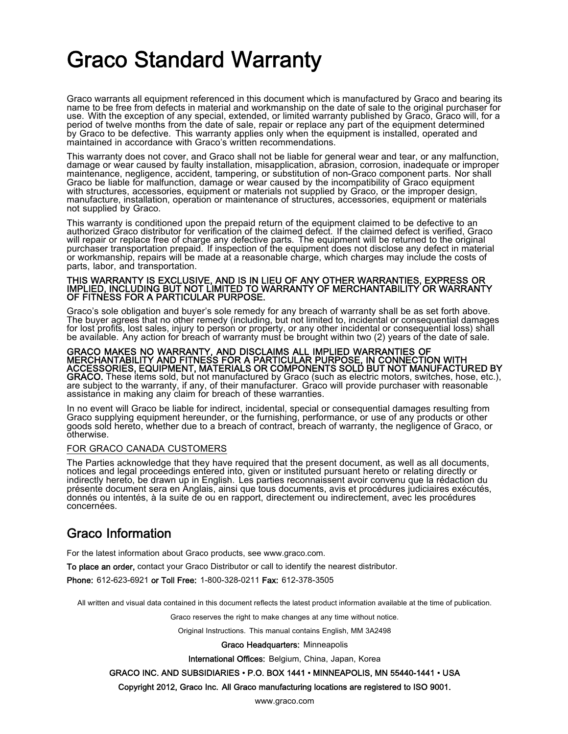# Graco Standard Warranty

Graco warrants all equipment referenced in this document which is manufactured by Graco and bearing its name to be free from defects in material and workmanship on the date of sale to the original purchaser for use. With the exception of any special, extended, or limited warranty published by Graco, Graco will, for a period of twelve months from the date of sale, repair or replace any part of the equipment determined by Graco to be defective. This warranty applies only when the equipment is installed, operated and maintained in accordance with Graco's written recommendations.

This warranty does not cover, and Graco shall not be liable for general wear and tear, or any malfunction, damage or wear caused by faulty installation, misapplication, abrasion, corrosion, inadequate or improper maintenance, negligence, accident, tampering, or substitution of non-Graco component parts. Nor shall Graco be liable for malfunction, damage or wear caused by the incompatibility of Graco equipment with structures, accessories, equipment or materials not supplied by Graco, or the improper design, manufacture, installation, operation or maintenance of structures, accessories, equipment or materials not supplied by Graco.

This warranty is conditioned upon the prepaid return of the equipment claimed to be defective to an authorized Graco distributor for verification of the claimed defect. If the claimed defect is verified, Graco will repair or replace free of charge any defective parts. The equipment will be returned to the original purchaser transportation prepaid. If inspection of the equipment does not disclose any defect in material or workmanship, repairs will be made at a reasonable charge, which charges may include the costs of parts, labor, and transportation.

**THIS WARRANTY IS EXCLUSIVE, AND IS IN LIEU OF ANY OTHER WARRANTIES, EXPRESS OR IMPLIED, INCLUDING BUT NOT LIMITED TO WARRANTY OF MERCHANTABILITY OR WARRANTY OF FITNESS FOR A PARTICULAR PURPOSE.**

Graco's sole obligation and buyer's sole remedy for any breach of warranty shall be as set forth above. The buyer agrees that no other remedy (including, but not limited to, incidental or consequential damages for lost profits, lost sales, injury to person or property, or any other incidental or consequential loss) shall be available. Any action for breach of warranty must be brought within two (2) years of the date of sale.

**GRACO MAKES NO WARRANTY, AND DISCLAIMS ALL IMPLIED WARRANTIES OF MERCHANTABILITY AND FITNESS FOR A PARTICULAR PURPOSE, IN CONNECTION WITH ACCESSORIES, EQUIPMENT, MATERIALS OR COMPONENTS SOLD BUT NOT MANUFACTURED BY GRACO.** These items sold, but not manufactured by Graco (such as electric motors, switches, hose, etc.), are subject to the warranty, if any, of their manufacturer. Graco will provide purchaser with reasonable assistance in making any claim for breach of these warranties.

In no event will Graco be liable for indirect, incidental, special or consequential damages resulting from Graco supplying equipment hereunder, or the furnishing, performance, or use of any products or other goods sold hereto, whether due to a breach of contract, breach of warranty, the negligence of Graco, or otherwise.

FOR GRACO CANADA CUSTOMERS

The Parties acknowledge that they have required that the present document, as well as all documents, notices and legal proceedings entered into, given or instituted pursuant hereto or relating directly or indirectly hereto, be drawn up in English. Les parties reconnaissent avoir convenu que la rédaction du présente document sera en Anglais, ainsi que tous documents, avis et procédures judiciaires exécutés, donnés ou intentés, à la suite de ou en rapport, directement ou indirectement, avec les procédures concernées.

## Graco Information

For the latest information about Graco products, see www.graco.com.

**To place an order,** contact your Graco Distributor or call to identify the nearest distributor.

**Phone:** 612-623-6921 **or Toll Free:** 1-800-328-0211 **Fax:** 612-378-3505

All written and visual data contained in this document reflects the latest product information available at the time of publication.

Graco reserves the right to make changes at any time without notice.

Original Instructions. This manual contains English, MM 3A2498

**Graco Headquarters:** Minneapolis

**International Offices:** Belgium, China, Japan, Korea

**GRACO INC. AND SUBSIDIARIES • P.O. BOX 1441 • MINNEAPOLIS, MN 55440-1441 • USA**

**Copyright 2012, Graco Inc. All Graco manufacturing locations are registered to ISO 9001.**

www.graco.com